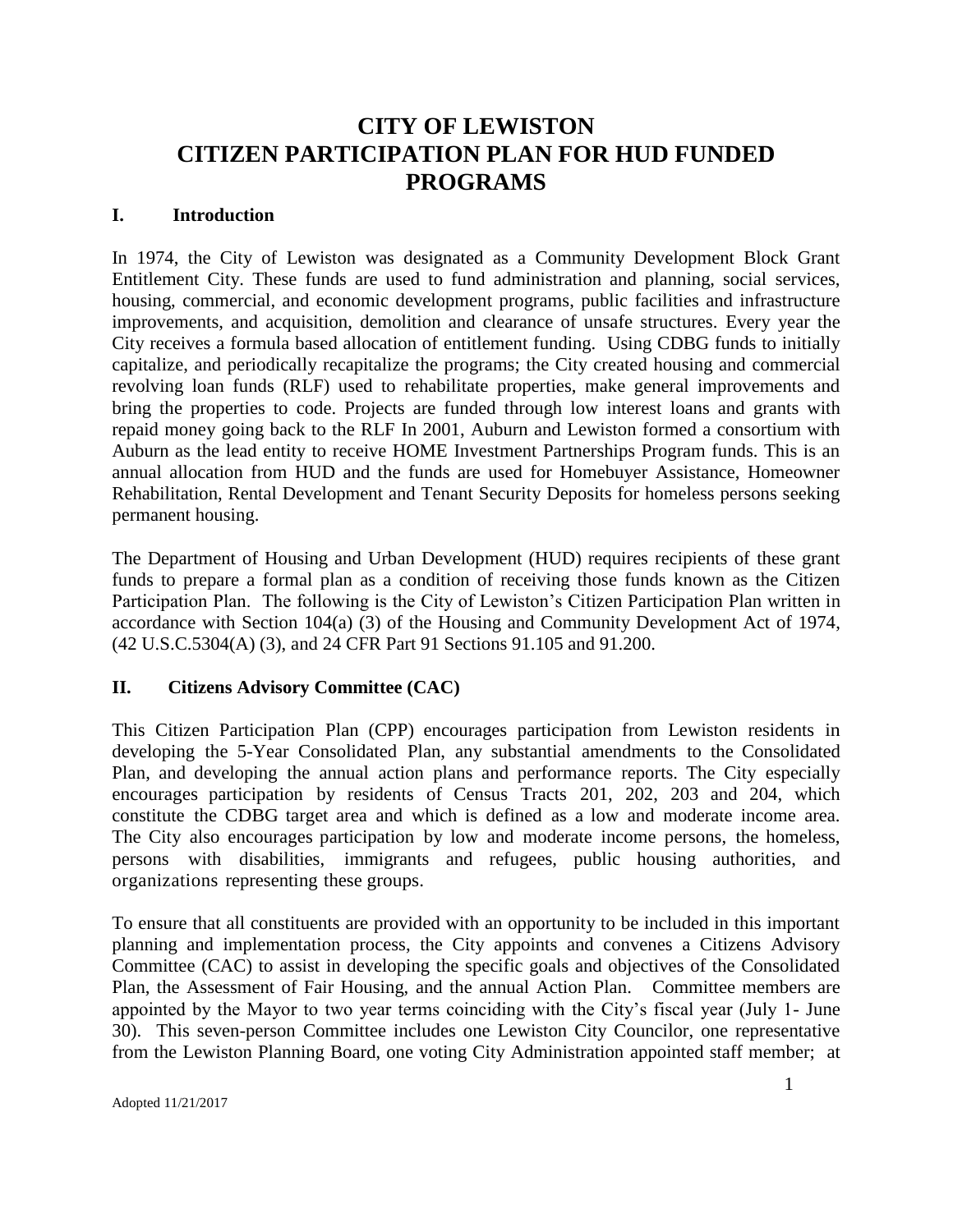# CITY OF LEWISTON
# CITIZEN PARTICIPATION PLAN FOR HUD FUNDED PROGRAMS

## I. Introduction

In 1974, the City of Lewiston was designated as a Community Development Block Grant Entitlement City. These funds are used to fund administration and planning, social services, housing, commercial, and economic development programs, public facilities and infrastructure improvements, and acquisition, demolition and clearance of unsafe structures. Every year the City receives a formula based allocation of entitlement funding. Using CDBG funds to initially capitalize, and periodically recapitalize the programs; the City created housing and commercial revolving loan funds (RLF) used to rehabilitate properties, make general improvements and bring the properties to code. Projects are funded through low interest loans and grants with repaid money going back to the RLF In 2001, Auburn and Lewiston formed a consortium with Auburn as the lead entity to receive HOME Investment Partnerships Program funds. This is an annual allocation from HUD and the funds are used for Homebuyer Assistance, Homeowner Rehabilitation, Rental Development and Tenant Security Deposits for homeless persons seeking permanent housing.

The Department of Housing and Urban Development (HUD) requires recipients of these grant funds to prepare a formal plan as a condition of receiving those funds known as the Citizen Participation Plan. The following is the City of Lewiston's Citizen Participation Plan written in accordance with Section 104(a) (3) of the Housing and Community Development Act of 1974, (42 U.S.C.5304(A) (3), and 24 CFR Part 91 Sections 91.105 and 91.200.

## II. Citizens Advisory Committee (CAC)

This Citizen Participation Plan (CPP) encourages participation from Lewiston residents in developing the 5-Year Consolidated Plan, any substantial amendments to the Consolidated Plan, and developing the annual action plans and performance reports. The City especially encourages participation by residents of Census Tracts 201, 202, 203 and 204, which constitute the CDBG target area and which is defined as a low and moderate income area. The City also encourages participation by low and moderate income persons, the homeless, persons with disabilities, immigrants and refugees, public housing authorities, and organizations representing these groups.

To ensure that all constituents are provided with an opportunity to be included in this important planning and implementation process, the City appoints and convenes a Citizens Advisory Committee (CAC) to assist in developing the specific goals and objectives of the Consolidated Plan, the Assessment of Fair Housing, and the annual Action Plan. Committee members are appointed by the Mayor to two year terms coinciding with the City's fiscal year (July 1- June 30). This seven-person Committee includes one Lewiston City Councilor, one representative from the Lewiston Planning Board, one voting City Administration appointed staff member; at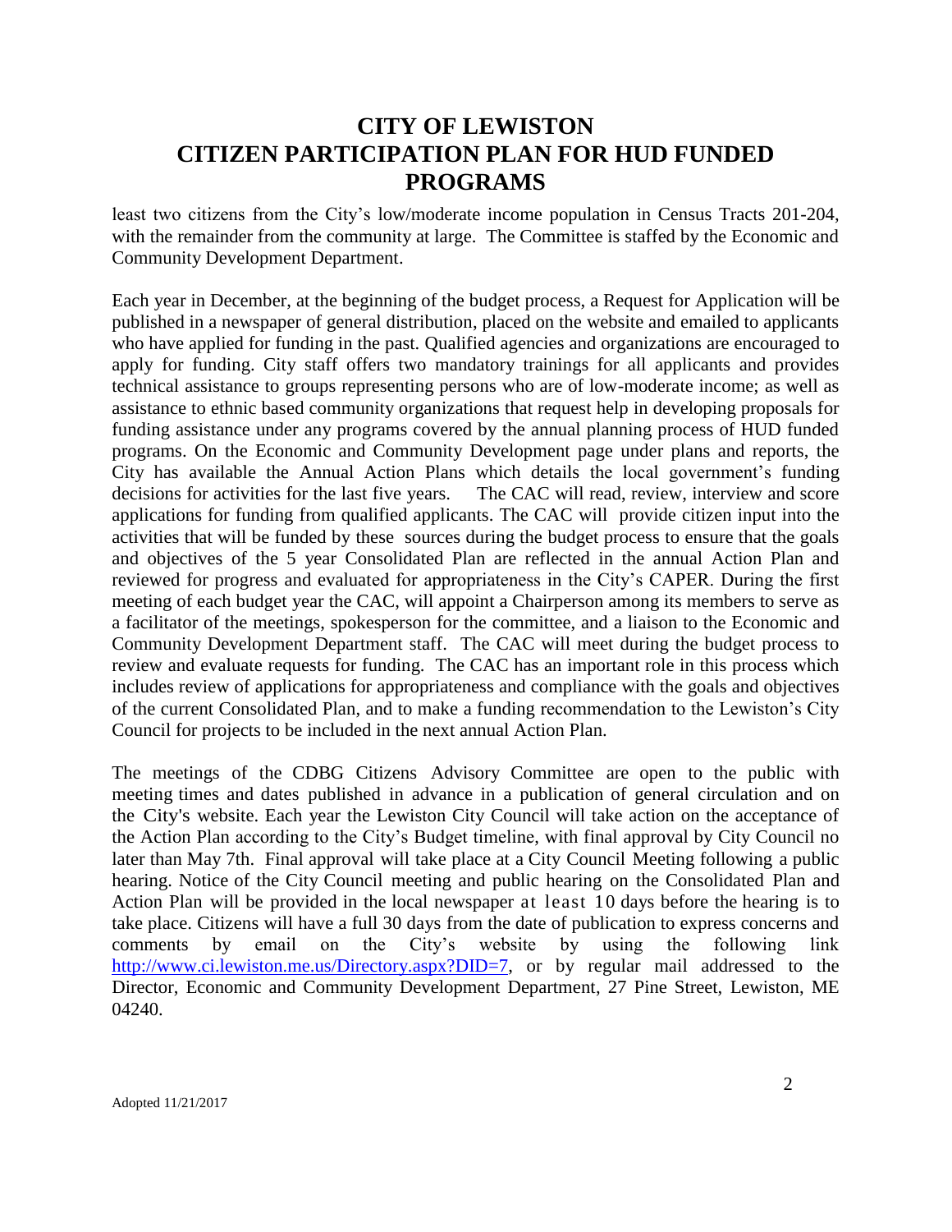least two citizens from the City's low/moderate income population in Census Tracts 201-204, with the remainder from the community at large. The Committee is staffed by the Economic and Community Development Department.

Each year in December, at the beginning of the budget process, a Request for Application will be published in a newspaper of general distribution, placed on the website and emailed to applicants who have applied for funding in the past. Qualified agencies and organizations are encouraged to apply for funding. City staff offers two mandatory trainings for all applicants and provides technical assistance to groups representing persons who are of low-moderate income; as well as assistance to ethnic based community organizations that request help in developing proposals for funding assistance under any programs covered by the annual planning process of HUD funded programs. On the Economic and Community Development page under plans and reports, the City has available the Annual Action Plans which details the local government's funding decisions for activities for the last five years. The CAC will read, review, interview and score applications for funding from qualified applicants. The CAC will provide citizen input into the activities that will be funded by these sources during the budget process to ensure that the goals and objectives of the 5 year Consolidated Plan are reflected in the annual Action Plan and reviewed for progress and evaluated for appropriateness in the City's CAPER. During the first meeting of each budget year the CAC, will appoint a Chairperson among its members to serve as a facilitator of the meetings, spokesperson for the committee, and a liaison to the Economic and Community Development Department staff. The CAC will meet during the budget process to review and evaluate requests for funding. The CAC has an important role in this process which includes review of applications for appropriateness and compliance with the goals and objectives of the current Consolidated Plan, and to make a funding recommendation to the Lewiston's City Council for projects to be included in the next annual Action Plan.

The meetings of the CDBG Citizens Advisory Committee are open to the public with meeting times and dates published in advance in a publication of general circulation and on the City's website. Each year the Lewiston City Council will take action on the acceptance of the Action Plan according to the City's Budget timeline, with final approval by City Council no later than May 7th. Final approval will take place at a City Council Meeting following a public hearing. Notice of the City Council meeting and public hearing on the Consolidated Plan and Action Plan will be provided in the local newspaper at least 10 days before the hearing is to take place. Citizens will have a full 30 days from the date of publication to express concerns and comments by email on the City's website by using the following link http://www.ci.lewiston.me.us/Directory.aspx?DID=7, or by regular mail addressed to the Director, Economic and Community Development Department, 27 Pine Street, Lewiston, ME 04240.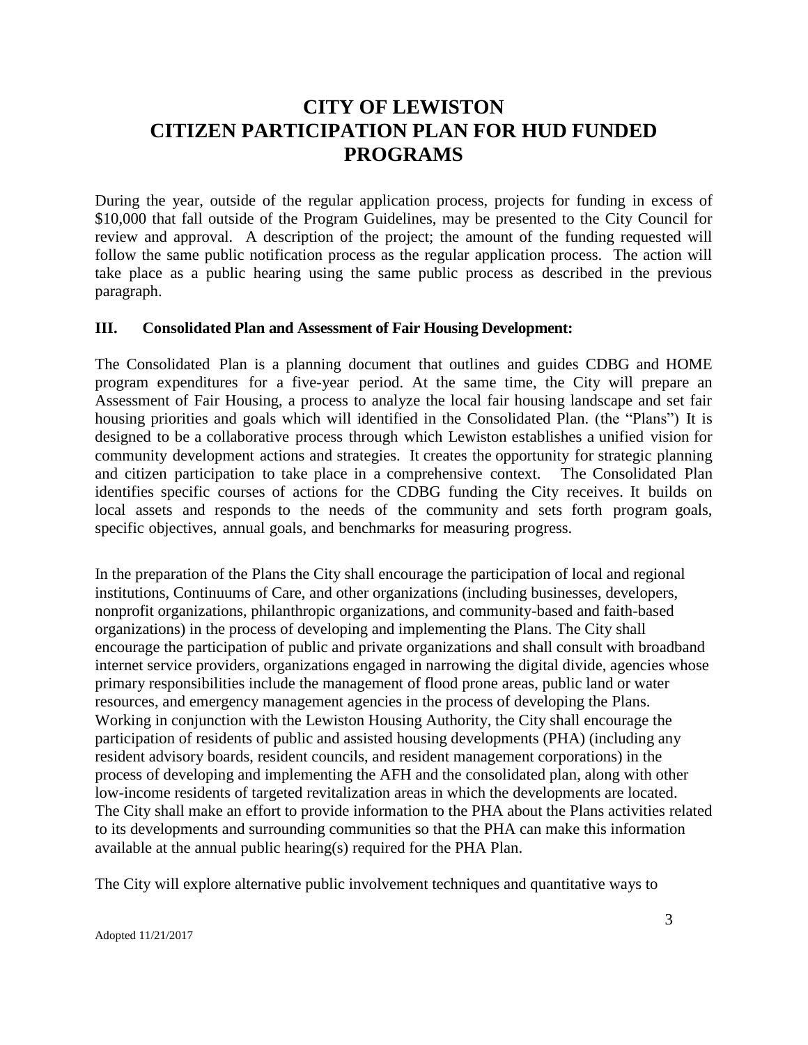# CITY OF LEWISTON CITIZEN PARTICIPATION PLAN FOR HUD FUNDED PROGRAMS

During the year, outside of the regular application process, projects for funding in excess of $10,000 that fall outside of the Program Guidelines, may be presented to the City Council for review and approval. A description of the project; the amount of the funding requested will follow the same public notification process as the regular application process. The action will take place as a public hearing using the same public process as described in the previous paragraph.

**III. Consolidated Plan and Assessment of Fair Housing Development:**

The Consolidated Plan is a planning document that outlines and guides CDBG and HOME program expenditures for a five-year period. At the same time, the City will prepare an Assessment of Fair Housing, a process to analyze the local fair housing landscape and set fair housing priorities and goals which will identified in the Consolidated Plan. (the "Plans") It is designed to be a collaborative process through which Lewiston establishes a unified vision for community development actions and strategies. It creates the opportunity for strategic planning and citizen participation to take place in a comprehensive context. The Consolidated Plan identifies specific courses of actions for the CDBG funding the City receives. It builds on local assets and responds to the needs of the community and sets forth program goals, specific objectives, annual goals, and benchmarks for measuring progress.

In the preparation of the Plans the City shall encourage the participation of local and regional institutions, Continuums of Care, and other organizations (including businesses, developers, nonprofit organizations, philanthropic organizations, and community-based and faith-based organizations) in the process of developing and implementing the Plans. The City shall encourage the participation of public and private organizations and shall consult with broadband internet service providers, organizations engaged in narrowing the digital divide, agencies whose primary responsibilities include the management of flood prone areas, public land or water resources, and emergency management agencies in the process of developing the Plans. Working in conjunction with the Lewiston Housing Authority, the City shall encourage the participation of residents of public and assisted housing developments (PHA) (including any resident advisory boards, resident councils, and resident management corporations) in the process of developing and implementing the AFH and the consolidated plan, along with other low-income residents of targeted revitalization areas in which the developments are located. The City shall make an effort to provide information to the PHA about the Plans activities related to its developments and surrounding communities so that the PHA can make this information available at the annual public hearing(s) required for the PHA Plan.

The City will explore alternative public involvement techniques and quantitative ways to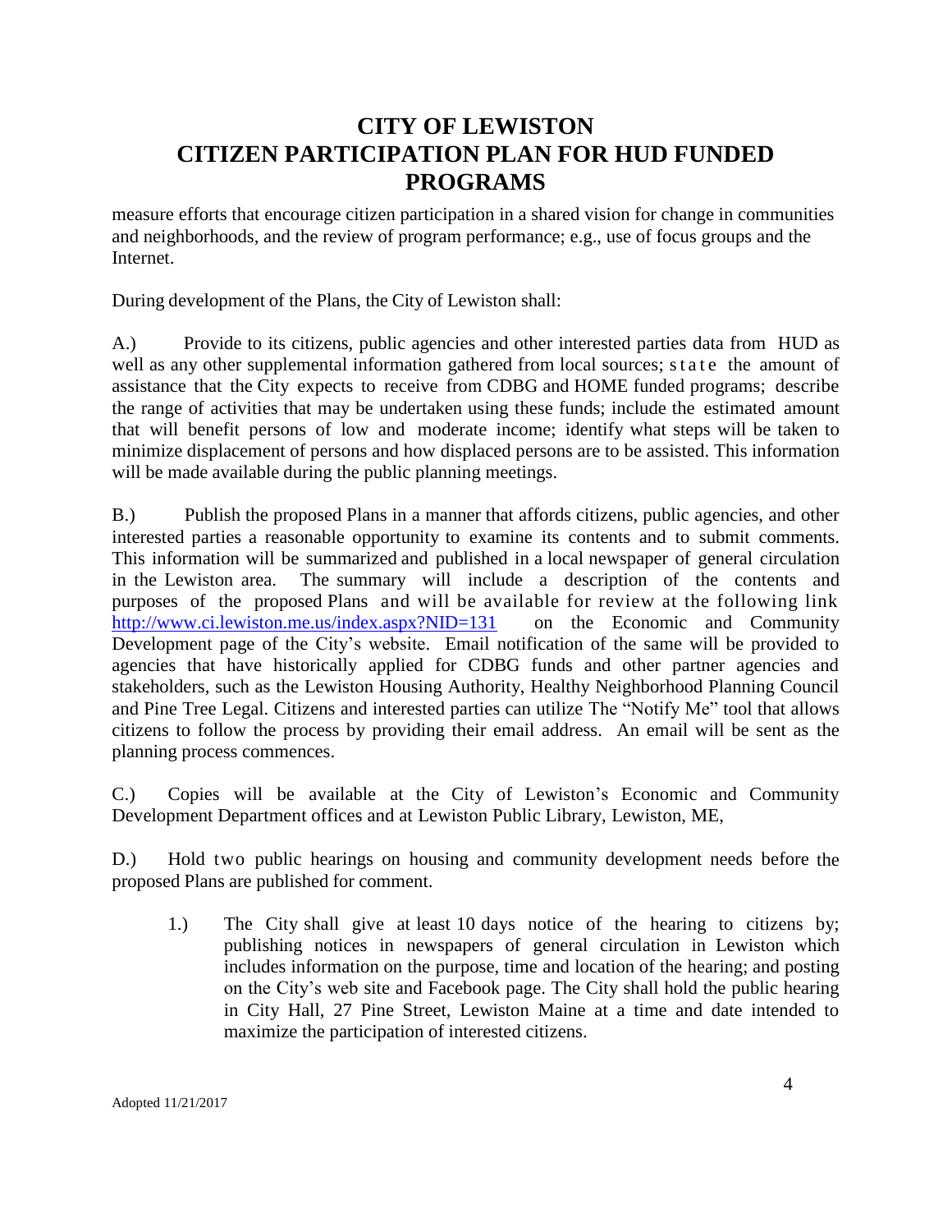measure efforts that encourage citizen participation in a shared vision for change in communities and neighborhoods, and the review of program performance; e.g., use of focus groups and the Internet.

During development of the Plans, the City of Lewiston shall:

A.) Provide to its citizens, public agencies and other interested parties data from HUD as well as any other supplemental information gathered from local sources; state the amount of assistance that the City expects to receive from CDBG and HOME funded programs; describe the range of activities that may be undertaken using these funds; include the estimated amount that will benefit persons of low and moderate income; identify what steps will be taken to minimize displacement of persons and how displaced persons are to be assisted. This information will be made available during the public planning meetings.

B.) Publish the proposed Plans in a manner that affords citizens, public agencies, and other interested parties a reasonable opportunity to examine its contents and to submit comments. This information will be summarized and published in a local newspaper of general circulation in the Lewiston area. The summary will include a description of the contents and purposes of the proposed Plans and will be available for review at the following link http://www.ci.lewiston.me.us/index.aspx?NID=131 on the Economic and Community Development page of the City's website. Email notification of the same will be provided to agencies that have historically applied for CDBG funds and other partner agencies and stakeholders, such as the Lewiston Housing Authority, Healthy Neighborhood Planning Council and Pine Tree Legal. Citizens and interested parties can utilize The "Notify Me" tool that allows citizens to follow the process by providing their email address. An email will be sent as the planning process commences.

C.) Copies will be available at the City of Lewiston's Economic and Community Development Department offices and at Lewiston Public Library, Lewiston, ME,

D.) Hold two public hearings on housing and community development needs before the proposed Plans are published for comment.

1.) The City shall give at least 10 days notice of the hearing to citizens by; publishing notices in newspapers of general circulation in Lewiston which includes information on the purpose, time and location of the hearing; and posting on the City's web site and Facebook page. The City shall hold the public hearing in City Hall, 27 Pine Street, Lewiston Maine at a time and date intended to maximize the participation of interested citizens.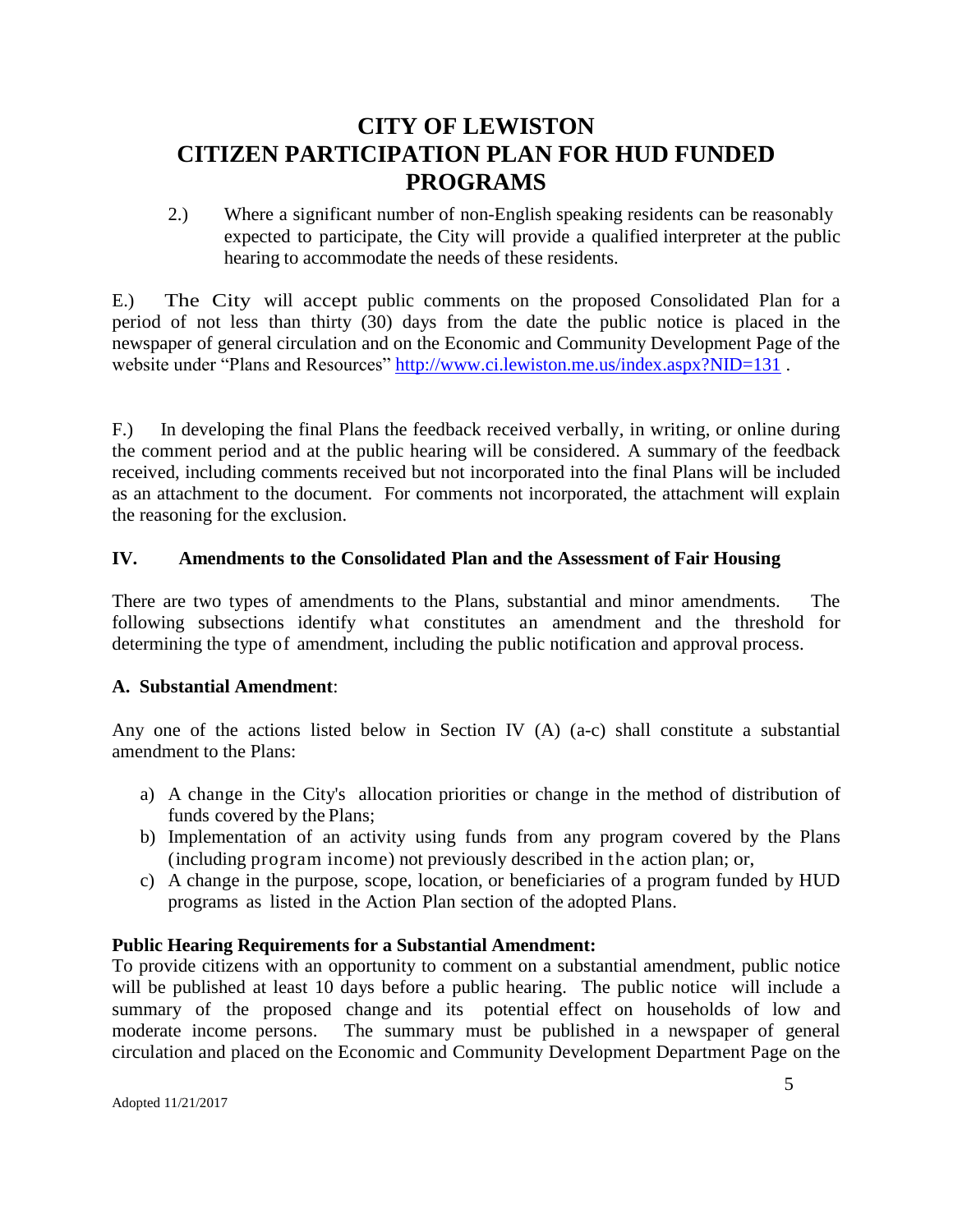2.) Where a significant number of non-English speaking residents can be reasonably expected to participate, the City will provide a qualified interpreter at the public hearing to accommodate the needs of these residents.

E.) The City will accept public comments on the proposed Consolidated Plan for a period of not less than thirty (30) days from the date the public notice is placed in the newspaper of general circulation and on the Economic and Community Development Page of the website under "Plans and Resources" [http://www.ci.lewiston.me.us/index.aspx?NID=131](http://www.ci.lewiston.me.us/index.aspx?NID=131) .

F.) In developing the final Plans the feedback received verbally, in writing, or online during the comment period and at the public hearing will be considered. A summary of the feedback received, including comments received but not incorporated into the final Plans will be included as an attachment to the document. For comments not incorporated, the attachment will explain the reasoning for the exclusion.

## IV. Amendments to the Consolidated Plan and the Assessment of Fair Housing

There are two types of amendments to the Plans, substantial and minor amendments. The following subsections identify what constitutes an amendment and the threshold for determining the type of amendment, including the public notification and approval process.

### A. Substantial Amendment:

Any one of the actions listed below in Section IV (A) (a-c) shall constitute a substantial amendment to the Plans:

a) A change in the City's allocation priorities or change in the method of distribution of funds covered by the Plans;
b) Implementation of an activity using funds from any program covered by the Plans (including program income) not previously described in the action plan; or,
c) A change in the purpose, scope, location, or beneficiaries of a program funded by HUD programs as listed in the Action Plan section of the adopted Plans.

**Public Hearing Requirements for a Substantial Amendment:**
To provide citizens with an opportunity to comment on a substantial amendment, public notice will be published at least 10 days before a public hearing. The public notice will include a summary of the proposed change and its potential effect on households of low and moderate income persons. The summary must be published in a newspaper of general circulation and placed on the Economic and Community Development Department Page on the

Adopted 11/21/2017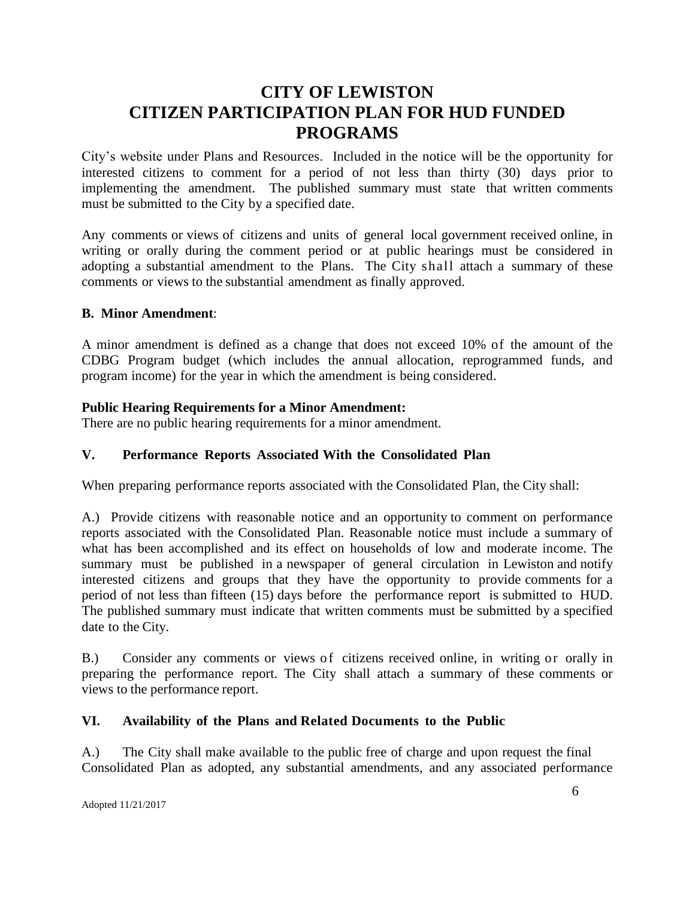City's website under Plans and Resources. Included in the notice will be the opportunity for interested citizens to comment for a period of not less than thirty (30) days prior to implementing the amendment. The published summary must state that written comments must be submitted to the City by a specified date.

Any comments or views of citizens and units of general local government received online, in writing or orally during the comment period or at public hearings must be considered in adopting a substantial amendment to the Plans. The City shall attach a summary of these comments or views to the substantial amendment as finally approved.

**B. Minor Amendment**:

A minor amendment is defined as a change that does not exceed 10% of the amount of the CDBG Program budget (which includes the annual allocation, reprogrammed funds, and program income) for the year in which the amendment is being considered.

**Public Hearing Requirements for a Minor Amendment:**
There are no public hearing requirements for a minor amendment.

## V. Performance Reports Associated With the Consolidated Plan

When preparing performance reports associated with the Consolidated Plan, the City shall:

A.) Provide citizens with reasonable notice and an opportunity to comment on performance reports associated with the Consolidated Plan. Reasonable notice must include a summary of what has been accomplished and its effect on households of low and moderate income. The summary must be published in a newspaper of general circulation in Lewiston and notify interested citizens and groups that they have the opportunity to provide comments for a period of not less than fifteen (15) days before the performance report is submitted to HUD. The published summary must indicate that written comments must be submitted by a specified date to the City.

B.) Consider any comments or views of citizens received online, in writing or orally in preparing the performance report. The City shall attach a summary of these comments or views to the performance report.

## VI. Availability of the Plans and Related Documents to the Public

A.) The City shall make available to the public free of charge and upon request the final Consolidated Plan as adopted, any substantial amendments, and any associated performance

Adopted 11/21/2017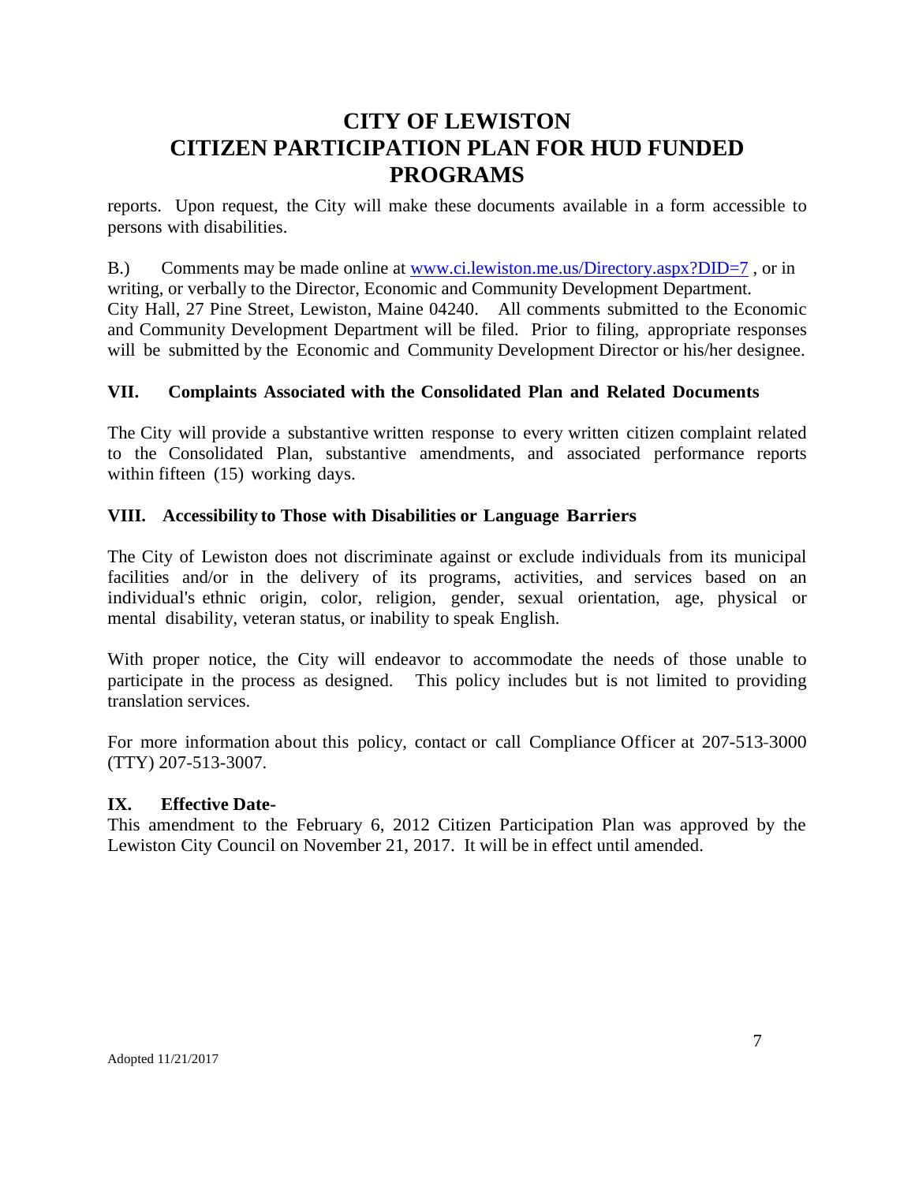reports. Upon request, the City will make these documents available in a form accessible to persons with disabilities.

B.) Comments may be made online at www.ci.lewiston.me.us/Directory.aspx?DID=7 , or in writing, or verbally to the Director, Economic and Community Development Department. City Hall, 27 Pine Street, Lewiston, Maine 04240. All comments submitted to the Economic and Community Development Department will be filed. Prior to filing, appropriate responses will be submitted by the Economic and Community Development Director or his/her designee.

## VII. Complaints Associated with the Consolidated Plan and Related Documents

The City will provide a substantive written response to every written citizen complaint related to the Consolidated Plan, substantive amendments, and associated performance reports within fifteen (15) working days.

## VIII. Accessibility to Those with Disabilities or Language Barriers

The City of Lewiston does not discriminate against or exclude individuals from its municipal facilities and/or in the delivery of its programs, activities, and services based on an individual's ethnic origin, color, religion, gender, sexual orientation, age, physical or mental disability, veteran status, or inability to speak English.

With proper notice, the City will endeavor to accommodate the needs of those unable to participate in the process as designed. This policy includes but is not limited to providing translation services.

For more information about this policy, contact or call Compliance Officer at 207-513-3000 (TTY) 207-513-3007.

## IX. Effective Date-

This amendment to the February 6, 2012 Citizen Participation Plan was approved by the Lewiston City Council on November 21, 2017. It will be in effect until amended.